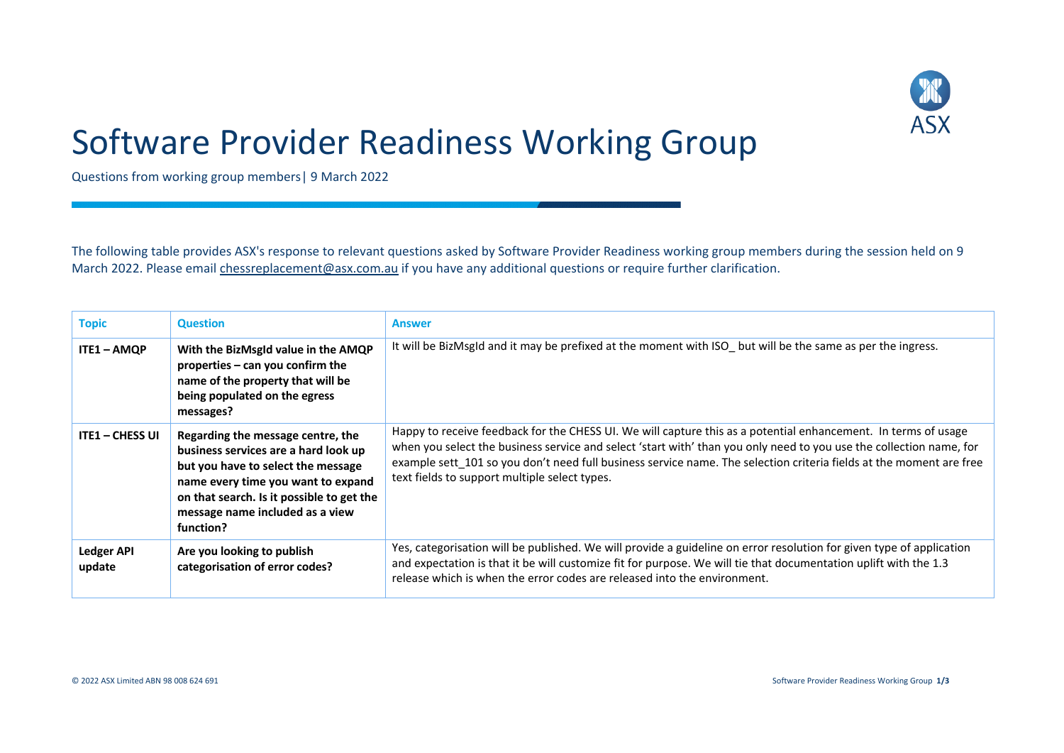# Software Provider Readiness Working Group

Questions from working group members| 9 March 2022

The following table provides ASX's response to relevant questions asked by Software Provider Readiness working group members during the session held on 9 March 2022. Please email chessreplacement@asx.com.au if you have any additional questions or require further clarification.

| Topic | Question | Answer |
|---|---|---|
| **ITE1 – AMQP** | **With the BizMsgId value in the AMQP properties – can you confirm the name of the property that will be being populated on the egress messages?** | It will be BizMsgId and it may be prefixed at the moment with ISO_ but will be the same as per the ingress. |
| **ITE1 – CHESS UI** | **Regarding the message centre, the business services are a hard look up but you have to select the message name every time you want to expand on that search. Is it possible to get the message name included as a view function?** | Happy to receive feedback for the CHESS UI. We will capture this as a potential enhancement. In terms of usage when you select the business service and select 'start with' than you only need to you use the collection name, for example sett_101 so you don't need full business service name. The selection criteria fields at the moment are free text fields to support multiple select types. |
| **Ledger API update** | **Are you looking to publish categorisation of error codes?** | Yes, categorisation will be published. We will provide a guideline on error resolution for given type of application and expectation is that it be will customize fit for purpose. We will tie that documentation uplift with the 1.3 release which is when the error codes are released into the environment. |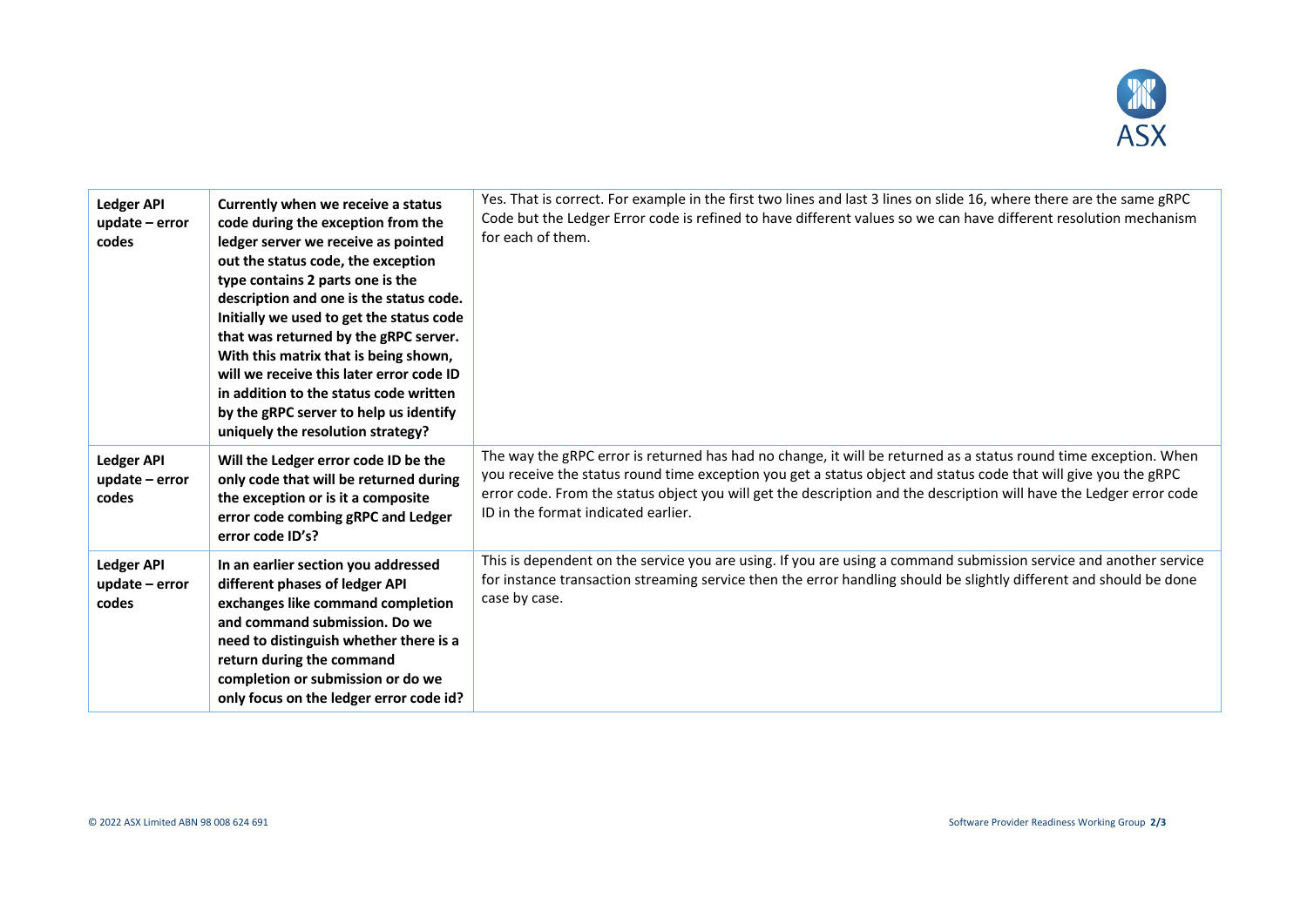| | | |
|---|---|---|
| **Ledger API update – error codes** | **Currently when we receive a status code during the exception from the ledger server we receive as pointed out the status code, the exception type contains 2 parts one is the description and one is the status code. Initially we used to get the status code that was returned by the gRPC server. With this matrix that is being shown, will we receive this later error code ID in addition to the status code written by the gRPC server to help us identify uniquely the resolution strategy?** | Yes. That is correct. For example in the first two lines and last 3 lines on slide 16, where there are the same gRPC Code but the Ledger Error code is refined to have different values so we can have different resolution mechanism for each of them. |
| **Ledger API update – error codes** | **Will the Ledger error code ID be the only code that will be returned during the exception or is it a composite error code combing gRPC and Ledger error code ID's?** | The way the gRPC error is returned has had no change, it will be returned as a status round time exception. When you receive the status round time exception you get a status object and status code that will give you the gRPC error code. From the status object you will get the description and the description will have the Ledger error code ID in the format indicated earlier. |
| **Ledger API update – error codes** | **In an earlier section you addressed different phases of ledger API exchanges like command completion and command submission. Do we need to distinguish whether there is a return during the command completion or submission or do we only focus on the ledger error code id?** | This is dependent on the service you are using. If you are using a command submission service and another service for instance transaction streaming service then the error handling should be slightly different and should be done case by case. |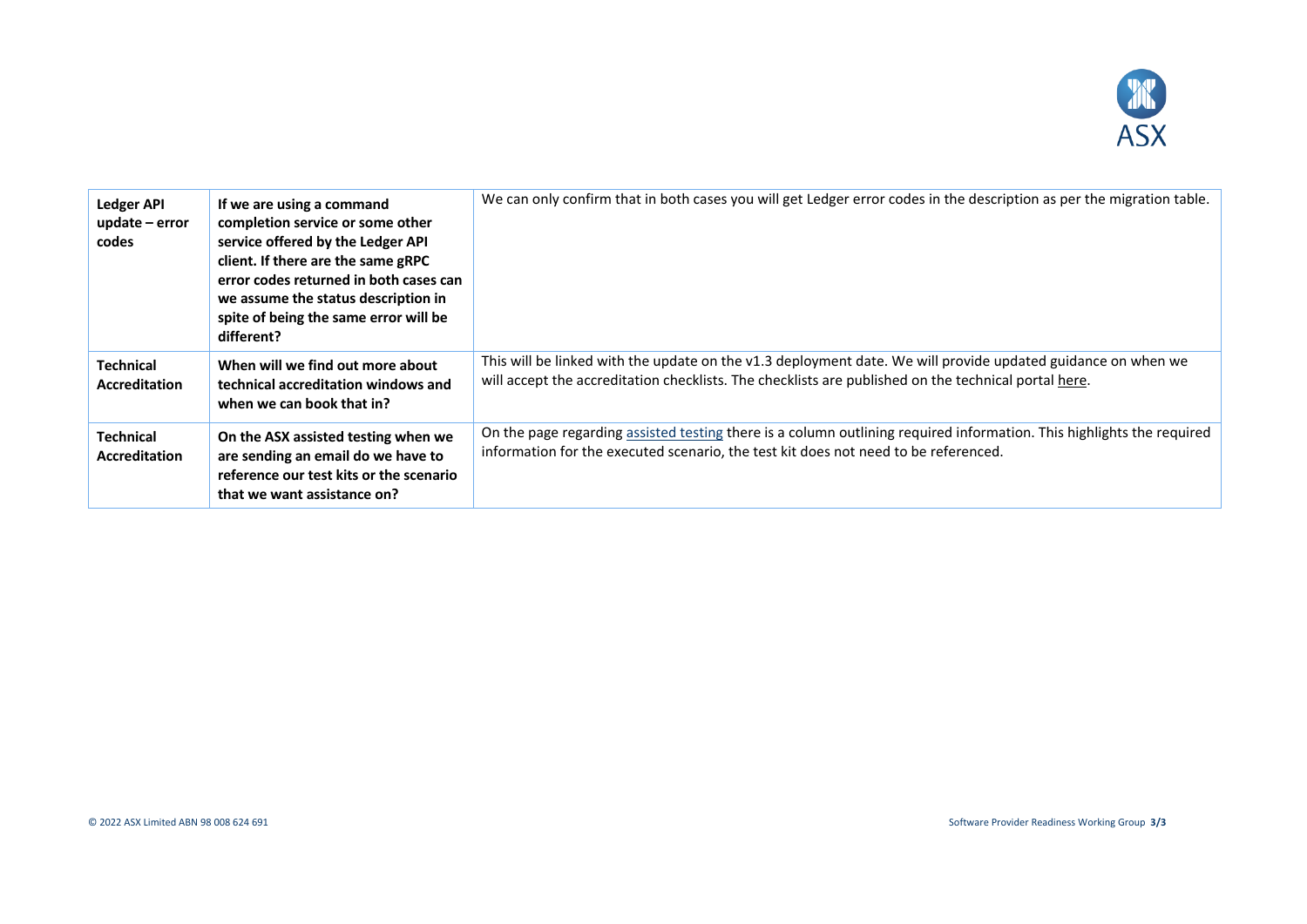| | | |
|---|---|---|
| **Ledger API update – error codes** | **If we are using a command completion service or some other service offered by the Ledger API client. If there are the same gRPC error codes returned in both cases can we assume the status description in spite of being the same error will be different?** | We can only confirm that in both cases you will get Ledger error codes in the description as per the migration table. |
| **Technical Accreditation** | **When will we find out more about technical accreditation windows and when we can book that in?** | This will be linked with the update on the v1.3 deployment date. We will provide updated guidance on when we will accept the accreditation checklists. The checklists are published on the technical portal here. |
| **Technical Accreditation** | **On the ASX assisted testing when we are sending an email do we have to reference our test kits or the scenario that we want assistance on?** | On the page regarding assisted testing there is a column outlining required information. This highlights the required information for the executed scenario, the test kit does not need to be referenced. |